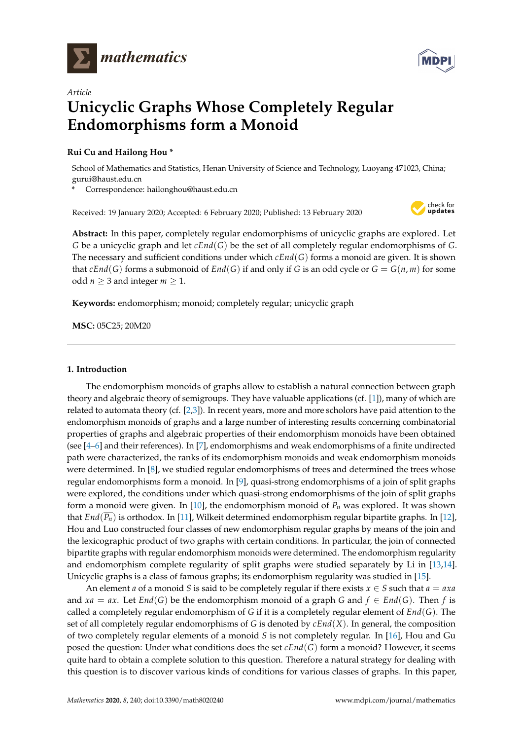*Article*

# Unicyclic Graphs Whose Completely Regular Endomorphisms form a Monoid

**Rui Cu and Hailong Hou \***

School of Mathematics and Statistics, Henan University of Science and Technology, Luoyang 471023, China; gurui@haust.edu.cn

\* Correspondence: hailonghou@haust.edu.cn

Received: 19 January 2020; Accepted: 6 February 2020; Published: 13 February 2020

**Abstract:** In this paper, completely regular endomorphisms of unicyclic graphs are explored. Let $G$ be a unicyclic graph and let $cEnd(G)$ be the set of all completely regular endomorphisms of $G$. The necessary and sufficient conditions under which $cEnd(G)$ forms a monoid are given. It is shown that $cEnd(G)$ forms a submonoid of $End(G)$ if and only if $G$ is an odd cycle or $G = G(n,m)$ for some odd $n \geq 3$ and integer $m \geq 1$.

**Keywords:** endomorphism; monoid; completely regular; unicyclic graph

**MSC:** 05C25; 20M20

## 1. Introduction

The endomorphism monoids of graphs allow to establish a natural connection between graph theory and algebraic theory of semigroups. They have valuable applications (cf. [1]), many of which are related to automata theory (cf. [2,3]). In recent years, more and more scholars have paid attention to the endomorphism monoids of graphs and a large number of interesting results concerning combinatorial properties of graphs and algebraic properties of their endomorphism monoids have been obtained (see [4–6] and their references). In [7], endomorphisms and weak endomorphisms of a finite undirected path were characterized, the ranks of its endomorphism monoids and weak endomorphism monoids were determined. In [8], we studied regular endomorphisms of trees and determined the trees whose regular endomorphisms form a monoid. In [9], quasi-strong endomorphisms of a join of split graphs were explored, the conditions under which quasi-strong endomorphisms of the join of split graphs form a monoid were given. In [10], the endomorphism monoid of $\overline{P_n}$ was explored. It was shown that $End(\overline{P_n})$ is orthodox. In [11], Wilkeit determined endomorphism regular bipartite graphs. In [12], Hou and Luo constructed four classes of new endomorphism regular graphs by means of the join and the lexicographic product of two graphs with certain conditions. In particular, the join of connected bipartite graphs with regular endomorphism monoids were determined. The endomorphism regularity and endomorphism complete regularity of split graphs were studied separately by Li in [13,14]. Unicyclic graphs is a class of famous graphs; its endomorphism regularity was studied in [15].

An element $a$ of a monoid $S$ is said to be completely regular if there exists $x \in S$ such that $a = axa$ and $xa = ax$. Let $End(G)$ be the endomorphism monoid of a graph $G$ and $f \in End(G)$. Then $f$ is called a completely regular endomorphism of $G$ if it is a completely regular element of $End(G)$. The set of all completely regular endomorphisms of $G$ is denoted by $cEnd(X)$. In general, the composition of two completely regular elements of a monoid $S$ is not completely regular. In [16], Hou and Gu posed the question: Under what conditions does the set $cEnd(G)$ form a monoid? However, it seems quite hard to obtain a complete solution to this question. Therefore a natural strategy for dealing with this question is to discover various kinds of conditions for various classes of graphs. In this paper,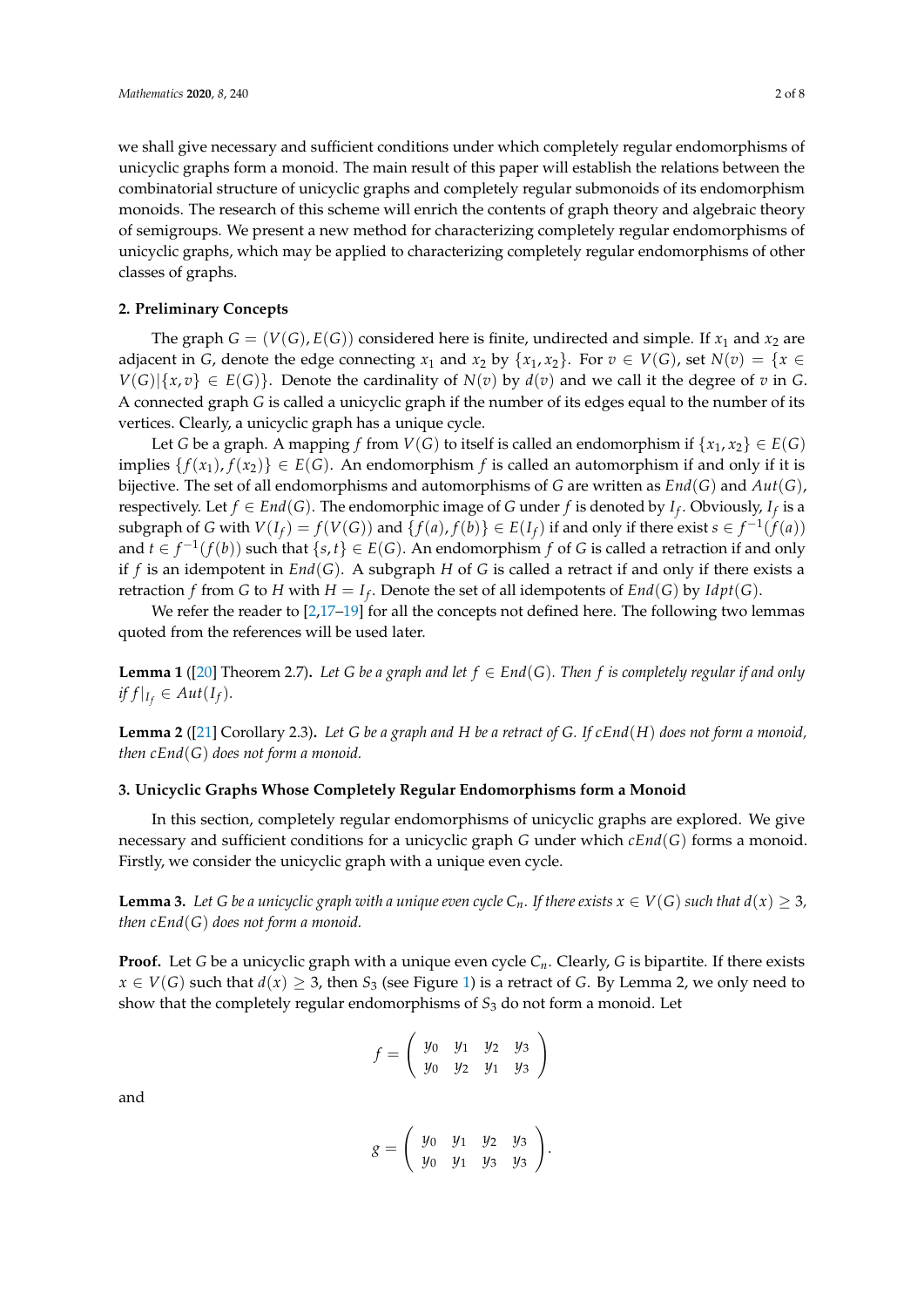we shall give necessary and sufficient conditions under which completely regular endomorphisms of unicyclic graphs form a monoid. The main result of this paper will establish the relations between the combinatorial structure of unicyclic graphs and completely regular submonoids of its endomorphism monoids. The research of this scheme will enrich the contents of graph theory and algebraic theory of semigroups. We present a new method for characterizing completely regular endomorphisms of unicyclic graphs, which may be applied to characterizing completely regular endomorphisms of other classes of graphs.

## 2. Preliminary Concepts

The graph $G = (V(G), E(G))$ considered here is finite, undirected and simple. If $x_1$ and $x_2$ are adjacent in $G$, denote the edge connecting $x_1$ and $x_2$ by $\{x_1, x_2\}$. For $v \in V(G)$, set $N(v) = \{x \in V(G) | \{x, v\} \in E(G)\}$. Denote the cardinality of $N(v)$ by $d(v)$ and we call it the degree of $v$ in $G$. A connected graph $G$ is called a unicyclic graph if the number of its edges equal to the number of its vertices. Clearly, a unicyclic graph has a unique cycle.

Let $G$ be a graph. A mapping $f$ from $V(G)$ to itself is called an endomorphism if $\{x_1, x_2\} \in E(G)$ implies $\{f(x_1), f(x_2)\} \in E(G)$. An endomorphism $f$ is called an automorphism if and only if it is bijective. The set of all endomorphisms and automorphisms of $G$ are written as $End(G)$ and $Aut(G)$, respectively. Let $f \in End(G)$. The endomorphic image of $G$ under $f$ is denoted by $I_f$. Obviously, $I_f$ is a subgraph of $G$ with $V(I_f) = f(V(G))$ and $\{f(a), f(b)\} \in E(I_f)$ if and only if there exist $s \in f^{-1}(f(a))$ and $t \in f^{-1}(f(b))$ such that $\{s, t\} \in E(G)$. An endomorphism $f$ of $G$ is called a retraction if and only if $f$ is an idempotent in $End(G)$. A subgraph $H$ of $G$ is called a retract if and only if there exists a retraction $f$ from $G$ to $H$ with $H = I_f$. Denote the set of all idempotents of $End(G)$ by $Idpt(G)$.

We refer the reader to [2,17–19] for all the concepts not defined here. The following two lemmas quoted from the references will be used later.

**Lemma 1** ([20] Theorem 2.7)**.** *Let $G$ be a graph and let $f \in End(G)$. Then $f$ is completely regular if and only if $f|_{I_f} \in Aut(I_f)$.*

**Lemma 2** ([21] Corollary 2.3)**.** *Let $G$ be a graph and $H$ be a retract of $G$. If $cEnd(H)$ does not form a monoid, then $cEnd(G)$ does not form a monoid.*

## 3. Unicyclic Graphs Whose Completely Regular Endomorphisms form a Monoid

In this section, completely regular endomorphisms of unicyclic graphs are explored. We give necessary and sufficient conditions for a unicyclic graph $G$ under which $cEnd(G)$ forms a monoid. Firstly, we consider the unicyclic graph with a unique even cycle.

**Lemma 3.** *Let $G$ be a unicyclic graph with a unique even cycle $C_n$. If there exists $x \in V(G)$ such that $d(x) \geq 3$, then $cEnd(G)$ does not form a monoid.*

**Proof.** Let $G$ be a unicyclic graph with a unique even cycle $C_n$. Clearly, $G$ is bipartite. If there exists $x \in V(G)$ such that $d(x) \geq 3$, then $S_3$ (see Figure 1) is a retract of $G$. By Lemma 2, we only need to show that the completely regular endomorphisms of $S_3$ do not form a monoid. Let

$$f = \begin{pmatrix} y_0 & y_1 & y_2 & y_3 \\ y_0 & y_2 & y_1 & y_3 \end{pmatrix}$$

and

$$g = \begin{pmatrix} y_0 & y_1 & y_2 & y_3 \\ y_0 & y_1 & y_3 & y_3 \end{pmatrix}.$$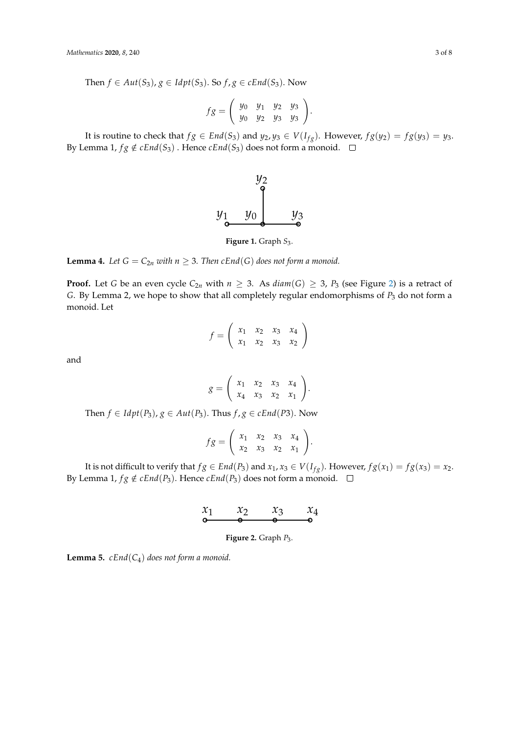Then $f \in Aut(S_3)$, $g \in Idpt(S_3)$. So $f, g \in cEnd(S_3)$. Now

$$fg = \begin{pmatrix} y_0 & y_1 & y_2 & y_3 \\ y_0 & y_2 & y_3 & y_3 \end{pmatrix}.$$

It is routine to check that $fg \in End(S_3)$ and $y_2, y_3 \in V(I_{fg})$. However, $fg(y_2) = fg(y_3) = y_3$. By Lemma 1, $fg \notin cEnd(S_3)$ . Hence $cEnd(S_3)$ does not form a monoid. □

**Figure 1.** Graph $S_3$.

**Lemma 4.** *Let $G = C_{2n}$ with $n \geq 3$. Then $cEnd(G)$ does not form a monoid.*

**Proof.** Let $G$ be an even cycle $C_{2n}$ with $n \geq 3$. As $diam(G) \geq 3$, $P_3$ (see Figure 2) is a retract of $G$. By Lemma 2, we hope to show that all completely regular endomorphisms of $P_3$ do not form a monoid. Let

$$f = \begin{pmatrix} x_1 & x_2 & x_3 & x_4 \\ x_1 & x_2 & x_3 & x_2 \end{pmatrix}$$

and

$$g = \begin{pmatrix} x_1 & x_2 & x_3 & x_4 \\ x_4 & x_3 & x_2 & x_1 \end{pmatrix}.$$

Then $f \in Idpt(P_3)$, $g \in Aut(P_3)$. Thus $f, g \in cEnd(P3)$. Now

$$fg = \begin{pmatrix} x_1 & x_2 & x_3 & x_4 \\ x_2 & x_3 & x_2 & x_1 \end{pmatrix}.$$

It is not difficult to verify that $fg \in End(P_3)$ and $x_1, x_3 \in V(I_{fg})$. However, $fg(x_1) = fg(x_3) = x_2$. By Lemma 1, $fg \notin cEnd(P_3)$. Hence $cEnd(P_3)$ does not form a monoid. □

**Figure 2.** Graph $P_3$.

**Lemma 5.** *$cEnd(C_4)$ does not form a monoid.*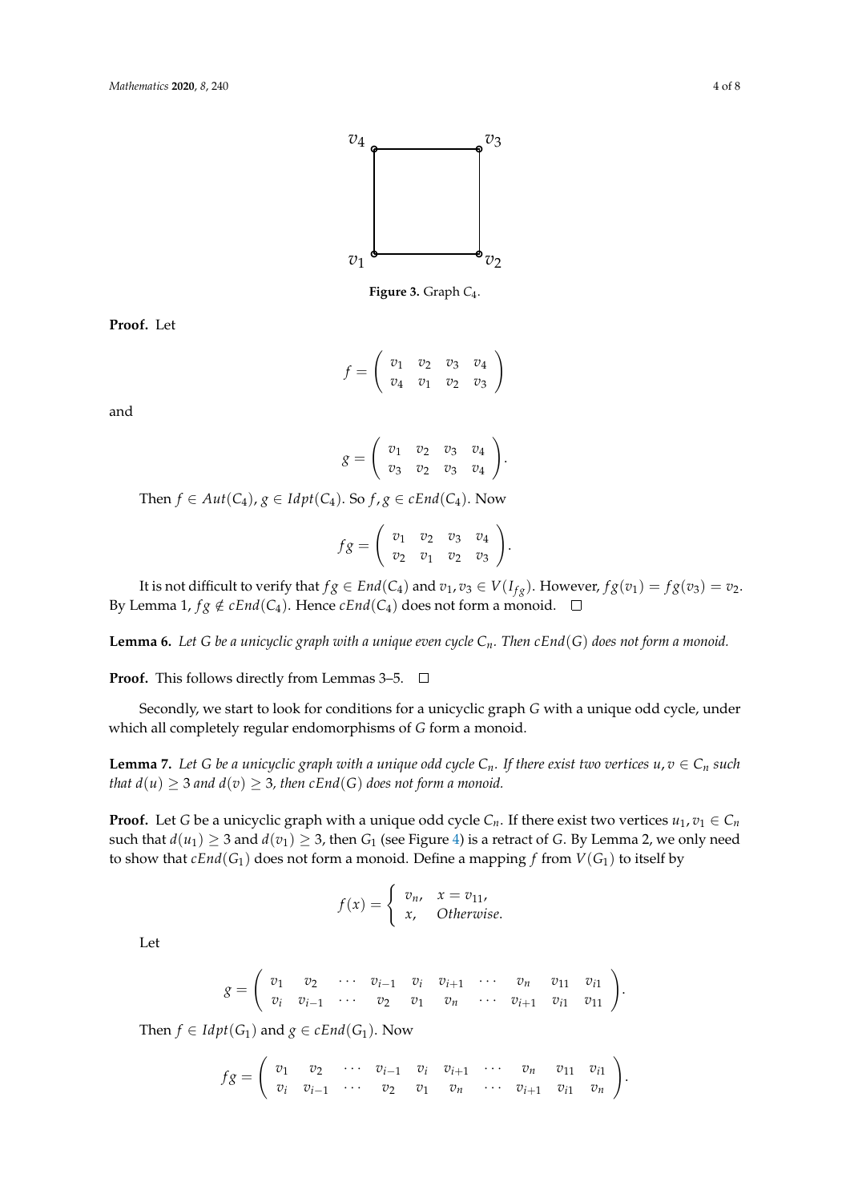**Figure 3.** Graph $C_4$.

**Proof.** Let

$$f = \begin{pmatrix} v_1 & v_2 & v_3 & v_4 \\ v_4 & v_1 & v_2 & v_3 \end{pmatrix}$$

and

$$g = \begin{pmatrix} v_1 & v_2 & v_3 & v_4 \\ v_3 & v_2 & v_3 & v_4 \end{pmatrix}.$$

Then $f \in Aut(C_4)$, $g \in Idpt(C_4)$. So $f, g \in cEnd(C_4)$. Now

$$fg = \begin{pmatrix} v_1 & v_2 & v_3 & v_4 \\ v_2 & v_1 & v_2 & v_3 \end{pmatrix}.$$

It is not difficult to verify that $fg \in End(C_4)$ and $v_1, v_3 \in V(I_{fg})$. However, $fg(v_1) = fg(v_3) = v_2$. By Lemma 1, $fg \notin cEnd(C_4)$. Hence $cEnd(C_4)$ does not form a monoid. □

**Lemma 6.** *Let $G$ be a unicyclic graph with a unique even cycle $C_n$. Then $cEnd(G)$ does not form a monoid.*

**Proof.** This follows directly from Lemmas 3–5. □

Secondly, we start to look for conditions for a unicyclic graph $G$ with a unique odd cycle, under which all completely regular endomorphisms of $G$ form a monoid.

**Lemma 7.** *Let $G$ be a unicyclic graph with a unique odd cycle $C_n$. If there exist two vertices $u, v \in C_n$ such that $d(u) \geq 3$ and $d(v) \geq 3$, then $cEnd(G)$ does not form a monoid.*

**Proof.** Let $G$ be a unicyclic graph with a unique odd cycle $C_n$. If there exist two vertices $u_1, v_1 \in C_n$ such that $d(u_1) \geq 3$ and $d(v_1) \geq 3$, then $G_1$ (see Figure 4) is a retract of $G$. By Lemma 2, we only need to show that $cEnd(G_1)$ does not form a monoid. Define a mapping $f$ from $V(G_1)$ to itself by

$$f(x) = \begin{cases} v_n, & x = v_{11}, \\ x, & Otherwise. \end{cases}$$

Let

$$g = \begin{pmatrix} v_1 & v_2 & \cdots & v_{i-1} & v_i & v_{i+1} & \cdots & v_n & v_{11} & v_{i1} \\ v_i & v_{i-1} & \cdots & v_2 & v_1 & v_n & \cdots & v_{i+1} & v_{i1} & v_{11} \end{pmatrix}.$$

Then $f \in Idpt(G_1)$ and $g \in cEnd(G_1)$. Now

$$fg = \begin{pmatrix} v_1 & v_2 & \cdots & v_{i-1} & v_i & v_{i+1} & \cdots & v_n & v_{11} & v_{i1} \\ v_i & v_{i-1} & \cdots & v_2 & v_1 & v_n & \cdots & v_{i+1} & v_{i1} & v_n \end{pmatrix}.$$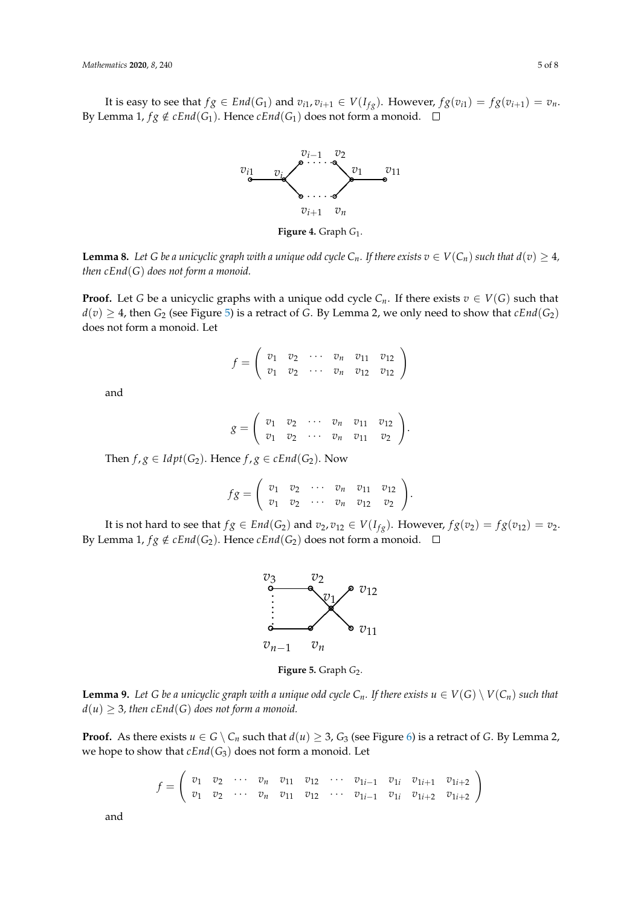It is easy to see that $fg \in End(G_1)$ and $v_{i1}, v_{i+1} \in V(I_{fg})$. However, $fg(v_{i1}) = fg(v_{i+1}) = v_n$. By Lemma 1, $fg \notin cEnd(G_1)$. Hence $cEnd(G_1)$ does not form a monoid. □

**Figure 4.** Graph $G_1$.

**Lemma 8.** *Let $G$ be a unicyclic graph with a unique odd cycle $C_n$. If there exists $v \in V(C_n)$ such that $d(v) \geq 4$, then $cEnd(G)$ does not form a monoid.*

**Proof.** Let $G$ be a unicyclic graphs with a unique odd cycle $C_n$. If there exists $v \in V(G)$ such that $d(v) \geq 4$, then $G_2$ (see Figure 5) is a retract of $G$. By Lemma 2, we only need to show that $cEnd(G_2)$ does not form a monoid. Let

$$f = \begin{pmatrix} v_1 & v_2 & \cdots & v_n & v_{11} & v_{12} \\ v_1 & v_2 & \cdots & v_n & v_{12} & v_{12} \end{pmatrix}$$

and

$$g = \begin{pmatrix} v_1 & v_2 & \cdots & v_n & v_{11} & v_{12} \\ v_1 & v_2 & \cdots & v_n & v_{11} & v_2 \end{pmatrix}.$$

Then $f, g \in Idpt(G_2)$. Hence $f, g \in cEnd(G_2)$. Now

$$fg = \begin{pmatrix} v_1 & v_2 & \cdots & v_n & v_{11} & v_{12} \\ v_1 & v_2 & \cdots & v_n & v_{12} & v_2 \end{pmatrix}.$$

It is not hard to see that $fg \in End(G_2)$ and $v_2, v_{12} \in V(I_{fg})$. However, $fg(v_2) = fg(v_{12}) = v_2$. By Lemma 1, $fg \notin cEnd(G_2)$. Hence $cEnd(G_2)$ does not form a monoid. □

**Figure 5.** Graph $G_2$.

**Lemma 9.** *Let $G$ be a unicyclic graph with a unique odd cycle $C_n$. If there exists $u \in V(G) \setminus V(C_n)$ such that $d(u) \geq 3$, then $cEnd(G)$ does not form a monoid.*

**Proof.** As there exists $u \in G \setminus C_n$ such that $d(u) \geq 3$, $G_3$ (see Figure 6) is a retract of $G$. By Lemma 2, we hope to show that $cEnd(G_3)$ does not form a monoid. Let

$$f = \begin{pmatrix} v_1 & v_2 & \cdots & v_n & v_{11} & v_{12} & \cdots & v_{1i-1} & v_{1i} & v_{1i+1} & v_{1i+2} \\ v_1 & v_2 & \cdots & v_n & v_{11} & v_{12} & \cdots & v_{1i-1} & v_{1i} & v_{1i+2} & v_{1i+2} \end{pmatrix}$$

and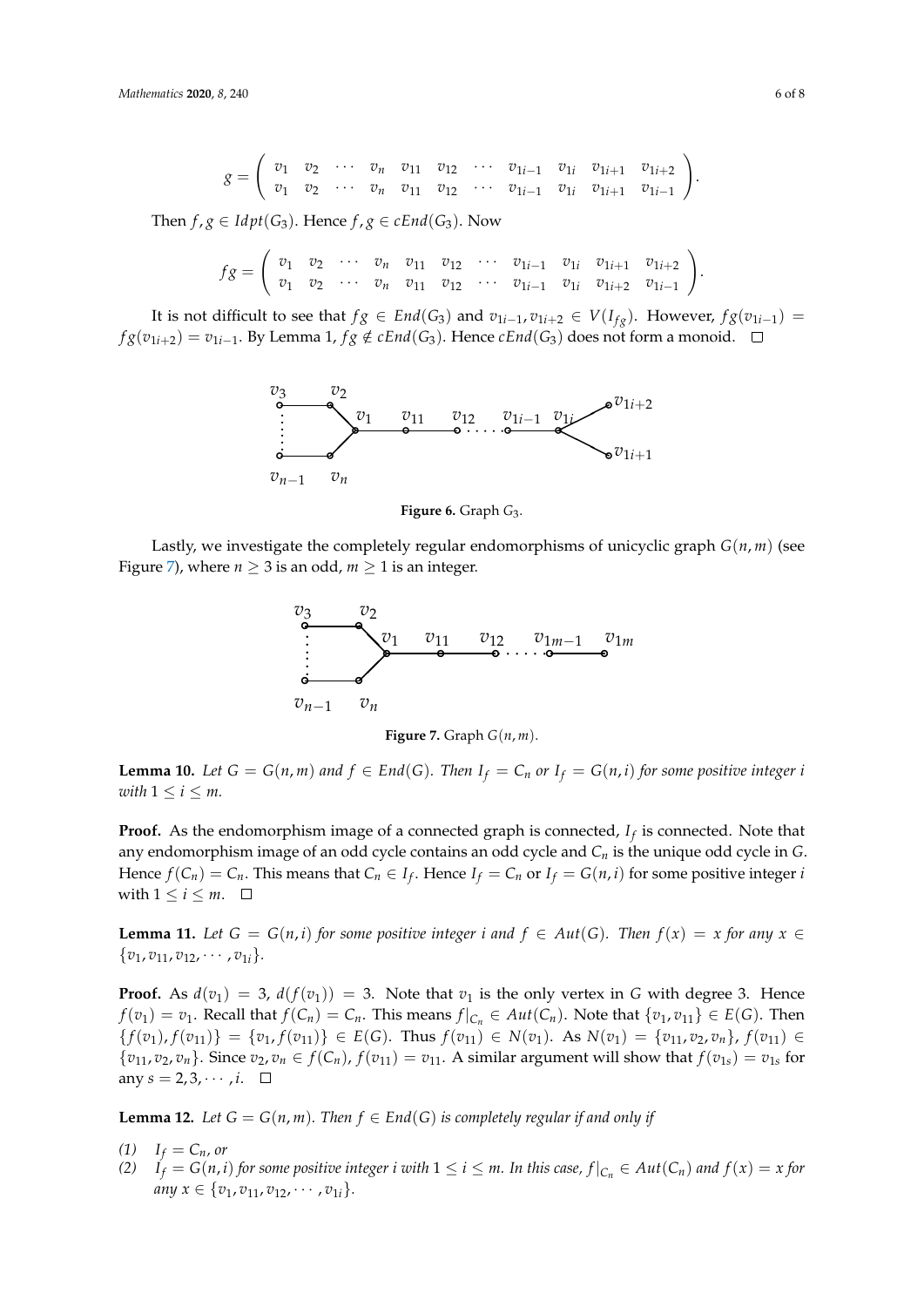$$g = \begin{pmatrix} v_1 & v_2 & \cdots & v_n & v_{11} & v_{12} & \cdots & v_{1i-1} & v_{1i} & v_{1i+1} & v_{1i+2} \\ v_1 & v_2 & \cdots & v_n & v_{11} & v_{12} & \cdots & v_{1i-1} & v_{1i} & v_{1i+1} & v_{1i-1} \end{pmatrix}.$$

Then $f, g \in Idpt(G_3)$. Hence $f, g \in cEnd(G_3)$. Now

$$fg = \begin{pmatrix} v_1 & v_2 & \cdots & v_n & v_{11} & v_{12} & \cdots & v_{1i-1} & v_{1i} & v_{1i+1} & v_{1i+2} \\ v_1 & v_2 & \cdots & v_n & v_{11} & v_{12} & \cdots & v_{1i-1} & v_{1i} & v_{1i+2} & v_{1i-1} \end{pmatrix}.$$

It is not difficult to see that $fg \in End(G_3)$ and $v_{1i-1}, v_{1i+2} \in V(I_{fg})$. However, $fg(v_{1i-1}) = fg(v_{1i+2}) = v_{1i-1}$. By Lemma 1, $fg \notin cEnd(G_3)$. Hence $cEnd(G_3)$ does not form a monoid. □

**Figure 6.** Graph $G_3$.

Lastly, we investigate the completely regular endomorphisms of unicyclic graph $G(n, m)$ (see Figure 7), where $n \geq 3$ is an odd, $m \geq 1$ is an integer.

**Figure 7.** Graph $G(n, m)$.

**Lemma 10.** *Let $G = G(n, m)$ and $f \in End(G)$. Then $I_f = C_n$ or $I_f = G(n, i)$ for some positive integer $i$ with $1 \leq i \leq m$.*

**Proof.** As the endomorphism image of a connected graph is connected, $I_f$ is connected. Note that any endomorphism image of an odd cycle contains an odd cycle and $C_n$ is the unique odd cycle in $G$. Hence $f(C_n) = C_n$. This means that $C_n \in I_f$. Hence $I_f = C_n$ or $I_f = G(n, i)$ for some positive integer $i$ with $1 \leq i \leq m$. □

**Lemma 11.** *Let $G = G(n, i)$ for some positive integer $i$ and $f \in Aut(G)$. Then $f(x) = x$ for any $x \in \{v_1, v_{11}, v_{12}, \cdots, v_{1i}\}$.*

**Proof.** As $d(v_1) = 3$, $d(f(v_1)) = 3$. Note that $v_1$ is the only vertex in $G$ with degree 3. Hence $f(v_1) = v_1$. Recall that $f(C_n) = C_n$. This means $f|_{C_n} \in Aut(C_n)$. Note that $\{v_1, v_{11}\} \in E(G)$. Then $\{f(v_1), f(v_{11})\} = \{v_1, f(v_{11})\} \in E(G)$. Thus $f(v_{11}) \in N(v_1)$. As $N(v_1) = \{v_{11}, v_2, v_n\}$, $f(v_{11}) \in \{v_{11}, v_2, v_n\}$. Since $v_2, v_n \in f(C_n)$, $f(v_{11}) = v_{11}$. A similar argument will show that $f(v_{1s}) = v_{1s}$ for any $s = 2, 3, \cdots, i$. □

**Lemma 12.** *Let $G = G(n, m)$. Then $f \in End(G)$ is completely regular if and only if*

*(1) $I_f = C_n$, or*
*(2) $I_f = G(n, i)$ for some positive integer $i$ with $1 \leq i \leq m$. In this case, $f|_{C_n} \in Aut(C_n)$ and $f(x) = x$ for any $x \in \{v_1, v_{11}, v_{12}, \cdots, v_{1i}\}$.*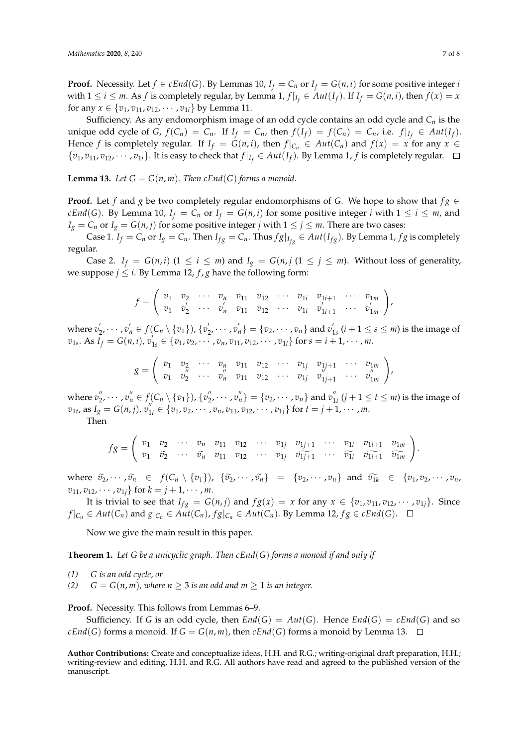**Proof.** Necessity. Let $f \in cEnd(G)$. By Lemmas 10, $I_f = C_n$ or $I_f = G(n,i)$ for some positive integer $i$ with $1 \le i \le m$. As $f$ is completely regular, by Lemma 1, $f|_{I_f} \in Aut(I_f)$. If $I_f = G(n,i)$, then $f(x) = x$ for any $x \in \{v_1, v_{11}, v_{12}, \cdots, v_{1i}\}$ by Lemma 11.

Sufficiency. As any endomorphism image of an odd cycle contains an odd cycle and $C_n$ is the unique odd cycle of $G$, $f(C_n) = C_n$. If $I_f = C_n$, then $f(I_f) = f(C_n) = C_n$, i.e. $f|_{I_f} \in Aut(I_f)$. Hence $f$ is completely regular. If $I_f = G(n,i)$, then $f|_{C_n} \in Aut(C_n)$ and $f(x) = x$ for any $x \in \{v_1, v_{11}, v_{12}, \cdots, v_{1i}\}$. It is easy to check that $f|_{I_f} \in Aut(I_f)$. By Lemma 1, $f$ is completely regular. □

**Lemma 13.** *Let $G = G(n,m)$. Then $cEnd(G)$ forms a monoid.*

**Proof.** Let $f$ and $g$ be two completely regular endomorphisms of $G$. We hope to show that $fg \in cEnd(G)$. By Lemma 10, $I_f = C_n$ or $I_f = G(n,i)$ for some positive integer $i$ with $1 \le i \le m$, and $I_g = C_n$ or $I_g = G(n,j)$ for some positive integer $j$ with $1 \le j \le m$. There are two cases:

Case 1. $I_f = C_n$ or $I_g = C_n$. Then $I_{fg} = C_n$. Thus $fg|_{I_{fg}} \in Aut(I_{fg})$. By Lemma 1, $fg$ is completely regular.

Case 2. $I_f = G(n,i)$ $(1 \le i \le m)$ and $I_g = G(n,j$ $(1 \le j \le m)$. Without loss of generality, we suppose $j \le i$. By Lemma 12, $f, g$ have the following form:

$$f = \begin{pmatrix} v_1 & v_2 & \cdots & v_n & v_{11} & v_{12} & \cdots & v_{1i} & v_{1i+1} & \cdots & v_{1m} \\ v_1 & v_2' & \cdots & v_n' & v_{11} & v_{12} & \cdots & v_{1i} & v_{1i+1}' & \cdots & v_{1m}' \end{pmatrix},$$

where $v_2', \cdots, v_n' \in f(C_n \setminus \{v_1\})$, $\{v_2', \cdots, v_n'\} = \{v_2, \cdots, v_n\}$ and $v_{1s}'$ $(i+1 \le s \le m)$ is the image of $v_{1s}$. As $I_f = G(n,i)$, $v_{1s}' \in \{v_1, v_2, \cdots, v_n, v_{11}, v_{12}, \cdots, v_{1i}\}$ for $s = i+1, \cdots, m$.

$$g = \begin{pmatrix} v_1 & v_2 & \cdots & v_n & v_{11} & v_{12} & \cdots & v_{1j} & v_{1j+1} & \cdots & v_{1m} \\ v_1 & v_2'' & \cdots & v_n'' & v_{11} & v_{12} & \cdots & v_{1j} & v_{1j+1}'' & \cdots & v_{1m}'' \end{pmatrix},$$

where $v_2'', \cdots, v_n'' \in f(C_n \setminus \{v_1\})$, $\{v_2'', \cdots, v_n''\} = \{v_2, \cdots, v_n\}$ and $v_{1t}''$ $(j+1 \le t \le m)$ is the image of $v_{1t}$, as $I_g = G(n,j)$, $v_{1t}'' \in \{v_1, v_2, \cdots, v_n, v_{11}, v_{12}, \cdots, v_{1j}\}$ for $t = j+1, \cdots, m$.

Then

$$fg = \begin{pmatrix} v_1 & v_2 & \cdots & v_n & v_{11} & v_{12} & \cdots & v_{1j} & v_{1j+1} & \cdots & v_{1i} & v_{1i+1} & v_{1m} \\ v_1 & \widetilde{v_2} & \cdots & \widetilde{v_n} & v_{11} & v_{12} & \cdots & v_{1j} & \widetilde{v_{1j+1}} & \cdots & \widetilde{v_{1i}} & \widetilde{v_{1i+1}} & \widetilde{v_{1m}} \end{pmatrix}.$$

where $\widetilde{v_2}, \cdots, \widetilde{v_n} \in f(C_n \setminus \{v_1\})$, $\{\widetilde{v_2}, \cdots, \widetilde{v_n}\} = \{v_2, \cdots, v_n\}$ and $\widetilde{v_{1k}} \in \{v_1, v_2, \cdots, v_n, v_{11}, v_{12}, \cdots, v_{1j}\}$ for $k = j+1, \cdots, m$.

It is trivial to see that $I_{fg} = G(n,j)$ and $fg(x) = x$ for any $x \in \{v_1, v_{11}, v_{12}, \cdots, v_{1j}\}$. Since $f|_{C_n} \in Aut(C_n)$ and $g|_{C_n} \in Aut(C_n)$, $fg|_{C_n} \in Aut(C_n)$. By Lemma 12, $fg \in cEnd(G)$. □

Now we give the main result in this paper.

**Theorem 1.** *Let $G$ be a unicyclic graph. Then $cEnd(G)$ forms a monoid if and only if*

*(1) $G$ is an odd cycle, or*
*(2) $G = G(n,m)$, where $n \ge 3$ is an odd and $m \ge 1$ is an integer.*

**Proof.** Necessity. This follows from Lemmas 6–9.

Sufficiency. If $G$ is an odd cycle, then $End(G) = Aut(G)$. Hence $End(G) = cEnd(G)$ and so $cEnd(G)$ forms a monoid. If $G = G(n,m)$, then $cEnd(G)$ forms a monoid by Lemma 13. □

**Author Contributions:** Create and conceptualize ideas, H.H. and R.G.; writing-original draft preparation, H.H.; writing-review and editing, H.H. and R.G. All authors have read and agreed to the published version of the manuscript.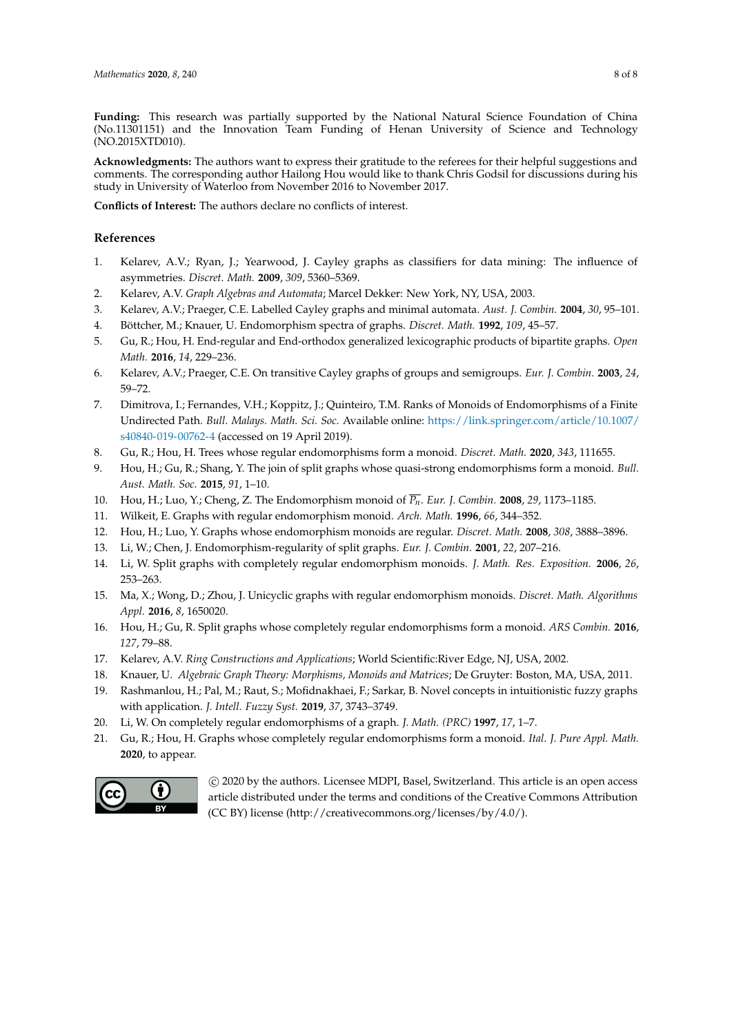**Funding:** This research was partially supported by the National Natural Science Foundation of China (No.11301151) and the Innovation Team Funding of Henan University of Science and Technology (NO.2015XTD010).

**Acknowledgments:** The authors want to express their gratitude to the referees for their helpful suggestions and comments. The corresponding author Hailong Hou would like to thank Chris Godsil for discussions during his study in University of Waterloo from November 2016 to November 2017.

**Conflicts of Interest:** The authors declare no conflicts of interest.

## References

1. Kelarev, A.V.; Ryan, J.; Yearwood, J. Cayley graphs as classifiers for data mining: The influence of asymmetries. *Discret. Math.* **2009**, *309*, 5360–5369.
2. Kelarev, A.V. *Graph Algebras and Automata*; Marcel Dekker: New York, NY, USA, 2003.
3. Kelarev, A.V.; Praeger, C.E. Labelled Cayley graphs and minimal automata. *Aust. J. Combin.* **2004**, *30*, 95–101.
4. Böttcher, M.; Knauer, U. Endomorphism spectra of graphs. *Discret. Math.* **1992**, *109*, 45–57.
5. Gu, R.; Hou, H. End-regular and End-orthodox generalized lexicographic products of bipartite graphs. *Open Math.* **2016**, *14*, 229–236.
6. Kelarev, A.V.; Praeger, C.E. On transitive Cayley graphs of groups and semigroups. *Eur. J. Combin.* **2003**, *24*, 59–72.
7. Dimitrova, I.; Fernandes, V.H.; Koppitz, J.; Quinteiro, T.M. Ranks of Monoids of Endomorphisms of a Finite Undirected Path. *Bull. Malays. Math. Sci. Soc.* Available online: https://link.springer.com/article/10.1007/s40840-019-00762-4 (accessed on 19 April 2019).
8. Gu, R.; Hou, H. Trees whose regular endomorphisms form a monoid. *Discret. Math.* **2020**, *343*, 111655.
9. Hou, H.; Gu, R.; Shang, Y. The join of split graphs whose quasi-strong endomorphisms form a monoid. *Bull. Aust. Math. Soc.* **2015**, *91*, 1–10.
10. Hou, H.; Luo, Y.; Cheng, Z. The Endomorphism monoid of $\overline{P_n}$. *Eur. J. Combin.* **2008**, *29*, 1173–1185.
11. Wilkeit, E. Graphs with regular endomorphism monoid. *Arch. Math.* **1996**, *66*, 344–352.
12. Hou, H.; Luo, Y. Graphs whose endomorphism monoids are regular. *Discret. Math.* **2008**, *308*, 3888–3896.
13. Li, W.; Chen, J. Endomorphism-regularity of split graphs. *Eur. J. Combin.* **2001**, *22*, 207–216.
14. Li, W. Split graphs with completely regular endomorphism monoids. *J. Math. Res. Exposition.* **2006**, *26*, 253–263.
15. Ma, X.; Wong, D.; Zhou, J. Unicyclic graphs with regular endomorphism monoids. *Discret. Math. Algorithms Appl.* **2016**, *8*, 1650020.
16. Hou, H.; Gu, R. Split graphs whose completely regular endomorphisms form a monoid. *ARS Combin.* **2016**, *127*, 79–88.
17. Kelarev, A.V. *Ring Constructions and Applications*; World Scientific:River Edge, NJ, USA, 2002.
18. Knauer, U. *Algebraic Graph Theory: Morphisms, Monoids and Matrices*; De Gruyter: Boston, MA, USA, 2011.
19. Rashmanlou, H.; Pal, M.; Raut, S.; Mofidnakhaei, F.; Sarkar, B. Novel concepts in intuitionistic fuzzy graphs with application. *J. Intell. Fuzzy Syst.* **2019**, *37*, 3743–3749.
20. Li, W. On completely regular endomorphisms of a graph. *J. Math. (PRC)* **1997**, *17*, 1–7.
21. Gu, R.; Hou, H. Graphs whose completely regular endomorphisms form a monoid. *Ital. J. Pure Appl. Math.* **2020**, to appear.

© 2020 by the authors. Licensee MDPI, Basel, Switzerland. This article is an open access article distributed under the terms and conditions of the Creative Commons Attribution (CC BY) license (http://creativecommons.org/licenses/by/4.0/).